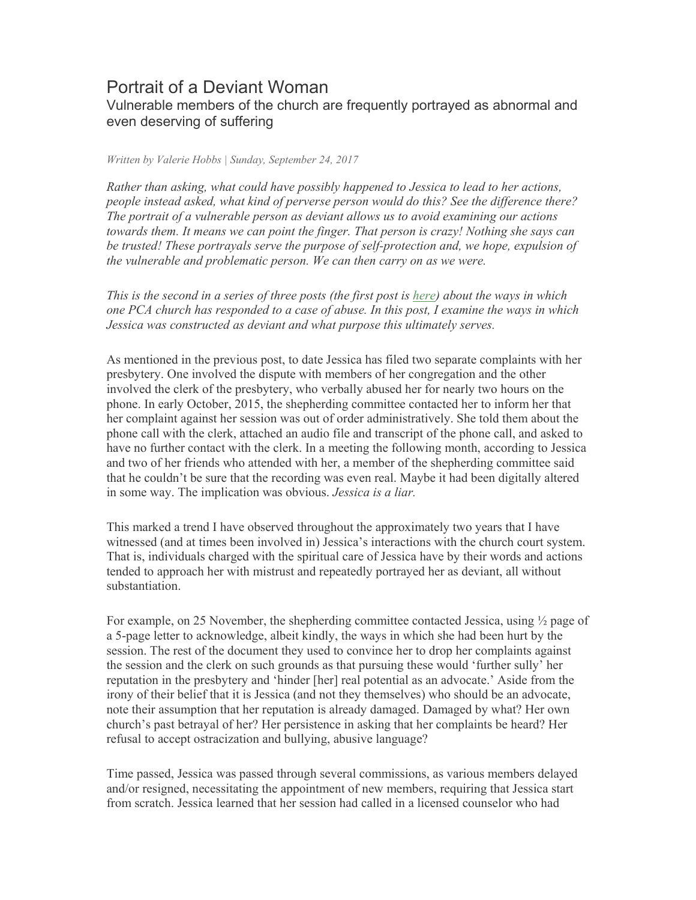# Portrait of a Deviant Woman

## Vulnerable members of the church are frequently portrayed as abnormal and even deserving of suffering

*Written by Valerie Hobbs | Sunday, September 24, 2017*

*Rather than asking, what could have possibly happened to Jessica to lead to her actions, people instead asked, what kind of perverse person would do this? See the difference there? The portrait of a vulnerable person as deviant allows us to avoid examining our actions towards them. It means we can point the finger. That person is crazy! Nothing she says can be trusted! These portrayals serve the purpose of self-protection and, we hope, expulsion of the vulnerable and problematic person. We can then carry on as we were.*

*This is the second in a series of three posts (the first post is [here](here)) about the ways in which one PCA church has responded to a case of abuse. In this post, I examine the ways in which Jessica was constructed as deviant and what purpose this ultimately serves.*

As mentioned in the previous post, to date Jessica has filed two separate complaints with her presbytery. One involved the dispute with members of her congregation and the other involved the clerk of the presbytery, who verbally abused her for nearly two hours on the phone. In early October, 2015, the shepherding committee contacted her to inform her that her complaint against her session was out of order administratively. She told them about the phone call with the clerk, attached an audio file and transcript of the phone call, and asked to have no further contact with the clerk. In a meeting the following month, according to Jessica and two of her friends who attended with her, a member of the shepherding committee said that he couldn't be sure that the recording was even real. Maybe it had been digitally altered in some way. The implication was obvious. *Jessica is a liar.*

This marked a trend I have observed throughout the approximately two years that I have witnessed (and at times been involved in) Jessica's interactions with the church court system. That is, individuals charged with the spiritual care of Jessica have by their words and actions tended to approach her with mistrust and repeatedly portrayed her as deviant, all without substantiation.

For example, on 25 November, the shepherding committee contacted Jessica, using ½ page of a 5-page letter to acknowledge, albeit kindly, the ways in which she had been hurt by the session. The rest of the document they used to convince her to drop her complaints against the session and the clerk on such grounds as that pursuing these would 'further sully' her reputation in the presbytery and 'hinder [her] real potential as an advocate.' Aside from the irony of their belief that it is Jessica (and not they themselves) who should be an advocate, note their assumption that her reputation is already damaged. Damaged by what? Her own church's past betrayal of her? Her persistence in asking that her complaints be heard? Her refusal to accept ostracization and bullying, abusive language?

Time passed, Jessica was passed through several commissions, as various members delayed and/or resigned, necessitating the appointment of new members, requiring that Jessica start from scratch. Jessica learned that her session had called in a licensed counselor who had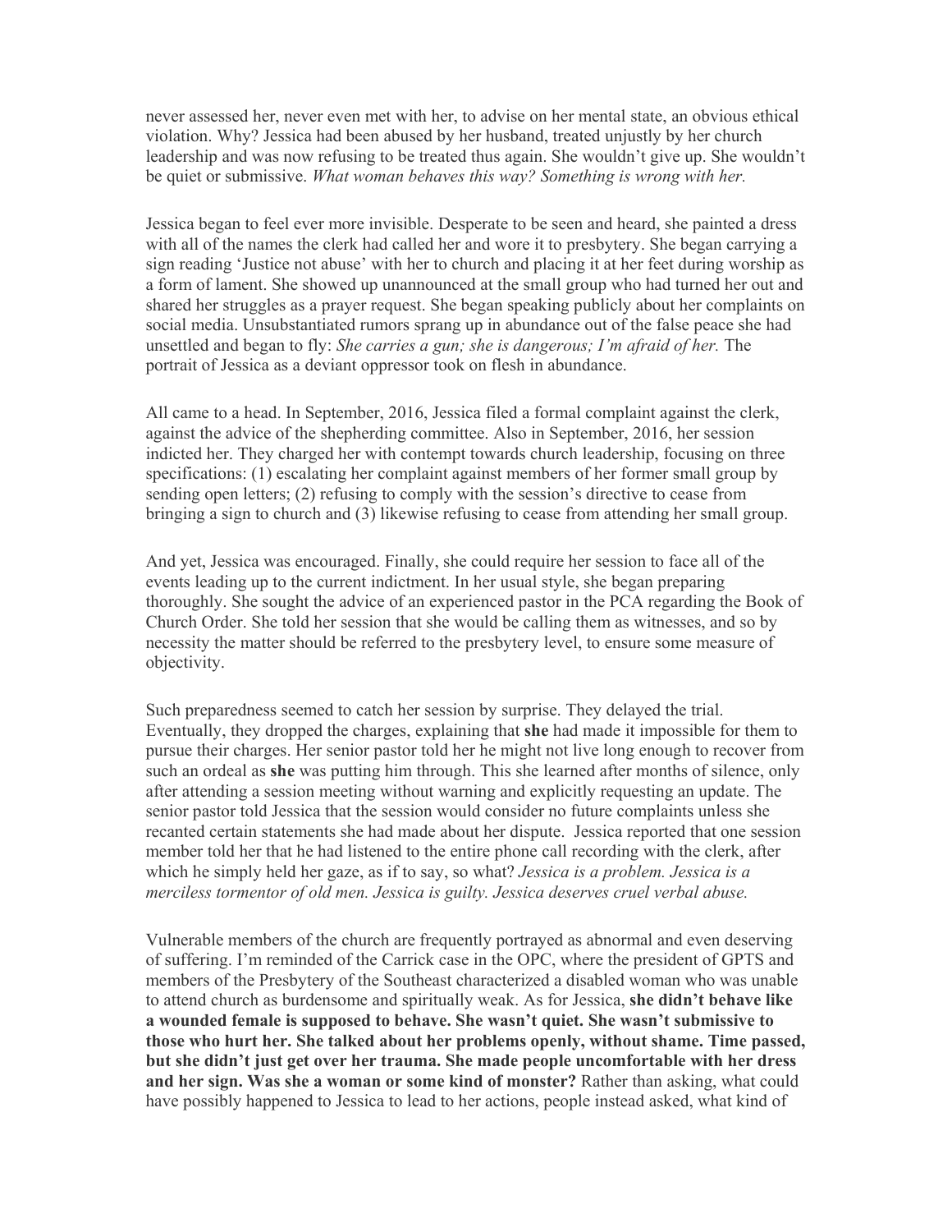never assessed her, never even met with her, to advise on her mental state, an obvious ethical violation. Why? Jessica had been abused by her husband, treated unjustly by her church leadership and was now refusing to be treated thus again. She wouldn't give up. She wouldn't be quiet or submissive. *What woman behaves this way? Something is wrong with her.*

Jessica began to feel ever more invisible. Desperate to be seen and heard, she painted a dress with all of the names the clerk had called her and wore it to presbytery. She began carrying a sign reading 'Justice not abuse' with her to church and placing it at her feet during worship as a form of lament. She showed up unannounced at the small group who had turned her out and shared her struggles as a prayer request. She began speaking publicly about her complaints on social media. Unsubstantiated rumors sprang up in abundance out of the false peace she had unsettled and began to fly: *She carries a gun; she is dangerous; I'm afraid of her.* The portrait of Jessica as a deviant oppressor took on flesh in abundance.

All came to a head. In September, 2016, Jessica filed a formal complaint against the clerk, against the advice of the shepherding committee. Also in September, 2016, her session indicted her. They charged her with contempt towards church leadership, focusing on three specifications: (1) escalating her complaint against members of her former small group by sending open letters; (2) refusing to comply with the session's directive to cease from bringing a sign to church and (3) likewise refusing to cease from attending her small group.

And yet, Jessica was encouraged. Finally, she could require her session to face all of the events leading up to the current indictment. In her usual style, she began preparing thoroughly. She sought the advice of an experienced pastor in the PCA regarding the Book of Church Order. She told her session that she would be calling them as witnesses, and so by necessity the matter should be referred to the presbytery level, to ensure some measure of objectivity.

Such preparedness seemed to catch her session by surprise. They delayed the trial. Eventually, they dropped the charges, explaining that **she** had made it impossible for them to pursue their charges. Her senior pastor told her he might not live long enough to recover from such an ordeal as **she** was putting him through. This she learned after months of silence, only after attending a session meeting without warning and explicitly requesting an update. The senior pastor told Jessica that the session would consider no future complaints unless she recanted certain statements she had made about her dispute. Jessica reported that one session member told her that he had listened to the entire phone call recording with the clerk, after which he simply held her gaze, as if to say, so what? *Jessica is a problem. Jessica is a merciless tormentor of old men. Jessica is guilty. Jessica deserves cruel verbal abuse.*

Vulnerable members of the church are frequently portrayed as abnormal and even deserving of suffering. I'm reminded of the Carrick case in the OPC, where the president of GPTS and members of the Presbytery of the Southeast characterized a disabled woman who was unable to attend church as burdensome and spiritually weak. As for Jessica, **she didn't behave like a wounded female is supposed to behave. She wasn't quiet. She wasn't submissive to those who hurt her. She talked about her problems openly, without shame. Time passed, but she didn't just get over her trauma. She made people uncomfortable with her dress and her sign. Was she a woman or some kind of monster?** Rather than asking, what could have possibly happened to Jessica to lead to her actions, people instead asked, what kind of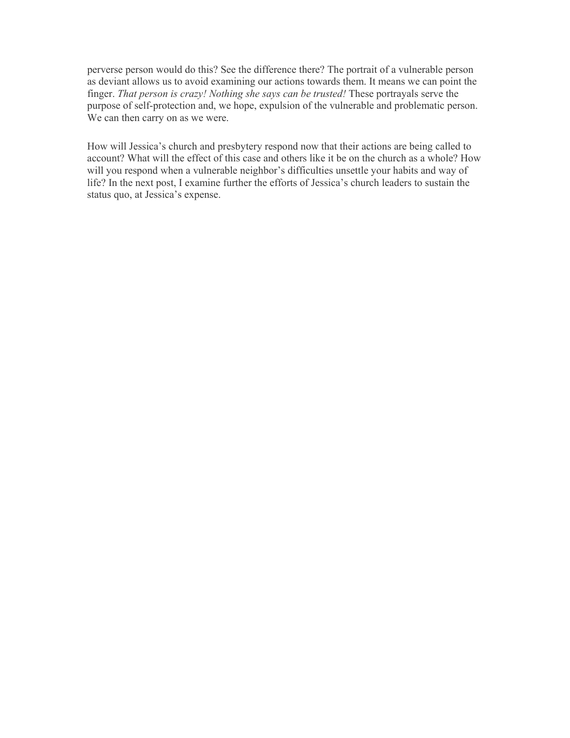perverse person would do this? See the difference there? The portrait of a vulnerable person as deviant allows us to avoid examining our actions towards them. It means we can point the finger. *That person is crazy! Nothing she says can be trusted!* These portrayals serve the purpose of self-protection and, we hope, expulsion of the vulnerable and problematic person. We can then carry on as we were.

How will Jessica's church and presbytery respond now that their actions are being called to account? What will the effect of this case and others like it be on the church as a whole? How will you respond when a vulnerable neighbor's difficulties unsettle your habits and way of life? In the next post, I examine further the efforts of Jessica's church leaders to sustain the status quo, at Jessica's expense.